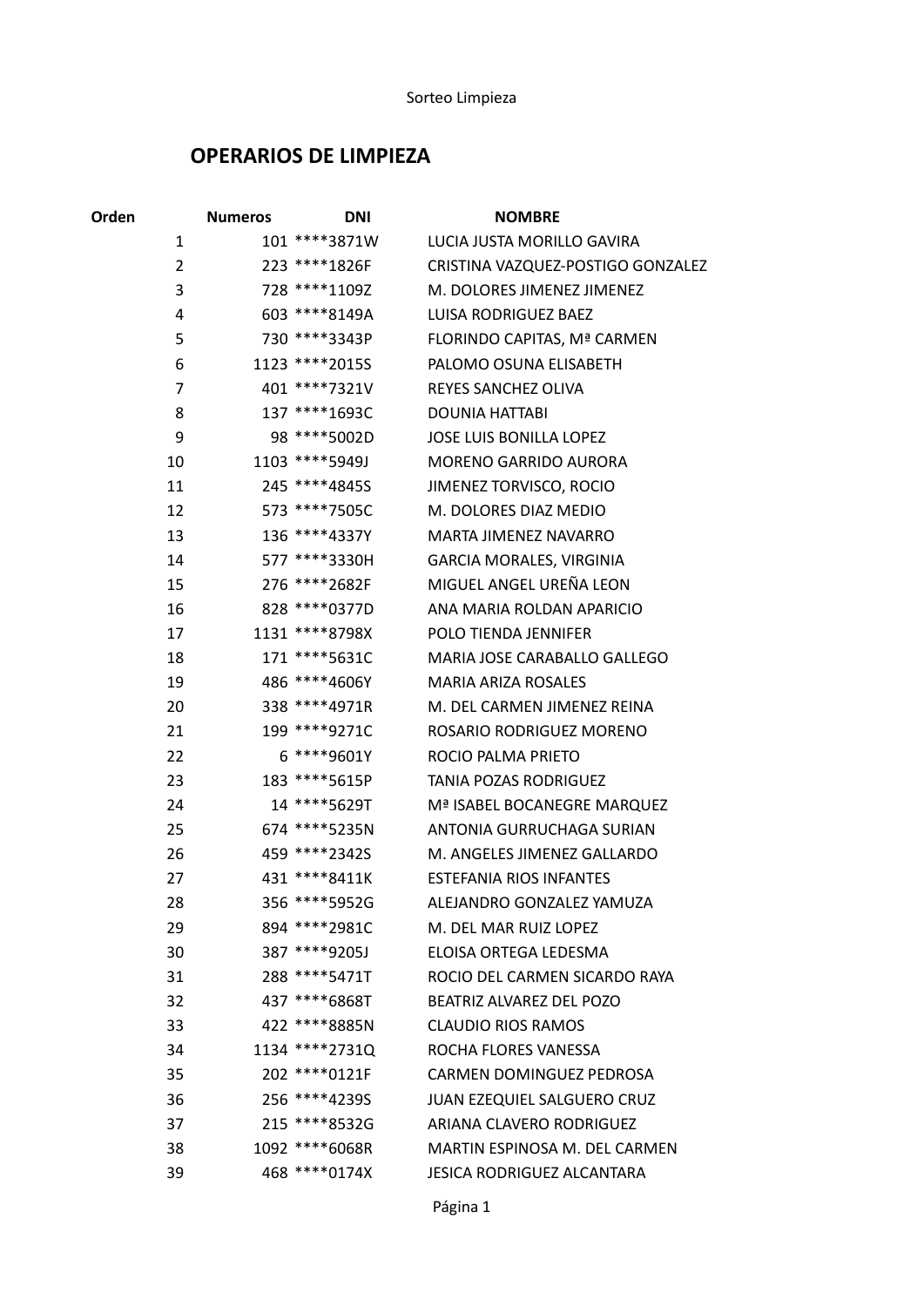# OPERARIOS DE LIMPIEZA

| Orden | Numeros | DNI | NOMBRE |
|---|---|---|---|
| 1 | 101 | ****3871W | LUCIA JUSTA MORILLO GAVIRA |
| 2 | 223 | ****1826F | CRISTINA VAZQUEZ-POSTIGO GONZALEZ |
| 3 | 728 | ****1109Z | M. DOLORES JIMENEZ JIMENEZ |
| 4 | 603 | ****8149A | LUISA RODRIGUEZ BAEZ |
| 5 | 730 | ****3343P | FLORINDO CAPITAS, Mª CARMEN |
| 6 | 1123 | ****2015S | PALOMO OSUNA ELISABETH |
| 7 | 401 | ****7321V | REYES SANCHEZ OLIVA |
| 8 | 137 | ****1693C | DOUNIA HATTABI |
| 9 | 98 | ****5002D | JOSE LUIS BONILLA LOPEZ |
| 10 | 1103 | ****5949J | MORENO GARRIDO AURORA |
| 11 | 245 | ****4845S | JIMENEZ TORVISCO, ROCIO |
| 12 | 573 | ****7505C | M. DOLORES DIAZ MEDIO |
| 13 | 136 | ****4337Y | MARTA JIMENEZ NAVARRO |
| 14 | 577 | ****3330H | GARCIA MORALES, VIRGINIA |
| 15 | 276 | ****2682F | MIGUEL ANGEL UREÑA LEON |
| 16 | 828 | ****0377D | ANA MARIA ROLDAN APARICIO |
| 17 | 1131 | ****8798X | POLO TIENDA JENNIFER |
| 18 | 171 | ****5631C | MARIA JOSE CARABALLO GALLEGO |
| 19 | 486 | ****4606Y | MARIA ARIZA ROSALES |
| 20 | 338 | ****4971R | M. DEL CARMEN JIMENEZ REINA |
| 21 | 199 | ****9271C | ROSARIO RODRIGUEZ MORENO |
| 22 | 6 | ****9601Y | ROCIO PALMA PRIETO |
| 23 | 183 | ****5615P | TANIA POZAS RODRIGUEZ |
| 24 | 14 | ****5629T | Mª ISABEL BOCANEGRE MARQUEZ |
| 25 | 674 | ****5235N | ANTONIA GURRUCHAGA SURIAN |
| 26 | 459 | ****2342S | M. ANGELES JIMENEZ GALLARDO |
| 27 | 431 | ****8411K | ESTEFANIA RIOS INFANTES |
| 28 | 356 | ****5952G | ALEJANDRO GONZALEZ YAMUZA |
| 29 | 894 | ****2981C | M. DEL MAR RUIZ LOPEZ |
| 30 | 387 | ****9205J | ELOISA ORTEGA LEDESMA |
| 31 | 288 | ****5471T | ROCIO DEL CARMEN SICARDO RAYA |
| 32 | 437 | ****6868T | BEATRIZ ALVAREZ DEL POZO |
| 33 | 422 | ****8885N | CLAUDIO RIOS RAMOS |
| 34 | 1134 | ****2731Q | ROCHA FLORES VANESSA |
| 35 | 202 | ****0121F | CARMEN DOMINGUEZ PEDROSA |
| 36 | 256 | ****4239S | JUAN EZEQUIEL SALGUERO CRUZ |
| 37 | 215 | ****8532G | ARIANA CLAVERO RODRIGUEZ |
| 38 | 1092 | ****6068R | MARTIN ESPINOSA M. DEL CARMEN |
| 39 | 468 | ****0174X | JESICA RODRIGUEZ ALCANTARA |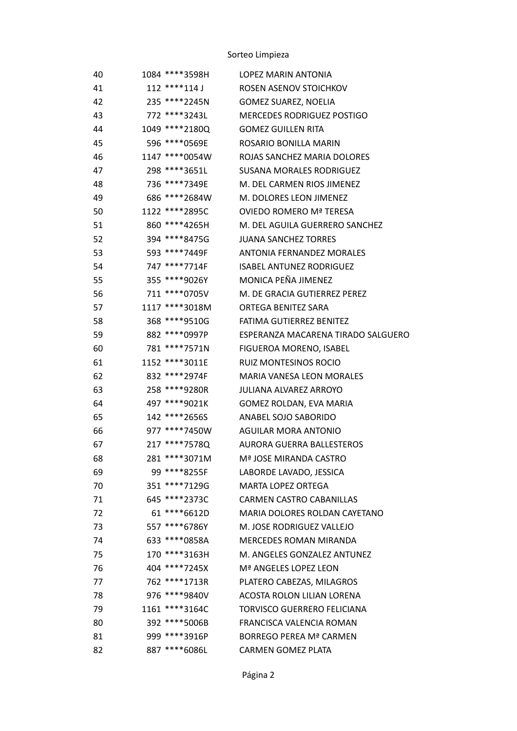Sorteo Limpieza

| | | | |
|---|---|---|---|
| 40 | 1084 | ****3598H | LOPEZ MARIN ANTONIA |
| 41 | 112 | ****114 J | ROSEN ASENOV STOICHKOV |
| 42 | 235 | ****2245N | GOMEZ SUAREZ, NOELIA |
| 43 | 772 | ****3243L | MERCEDES RODRIGUEZ POSTIGO |
| 44 | 1049 | ****2180Q | GOMEZ GUILLEN RITA |
| 45 | 596 | ****0569E | ROSARIO BONILLA MARIN |
| 46 | 1147 | ****0054W | ROJAS SANCHEZ MARIA DOLORES |
| 47 | 298 | ****3651L | SUSANA MORALES RODRIGUEZ |
| 48 | 736 | ****7349E | M. DEL CARMEN RIOS JIMENEZ |
| 49 | 686 | ****2684W | M. DOLORES LEON JIMENEZ |
| 50 | 1122 | ****2895C | OVIEDO ROMERO Mª TERESA |
| 51 | 860 | ****4265H | M. DEL AGUILA GUERRERO SANCHEZ |
| 52 | 394 | ****8475G | JUANA SANCHEZ TORRES |
| 53 | 593 | ****7449F | ANTONIA FERNANDEZ MORALES |
| 54 | 747 | ****7714F | ISABEL ANTUNEZ RODRIGUEZ |
| 55 | 355 | ****9026Y | MONICA PEÑA JIMENEZ |
| 56 | 711 | ****0705V | M. DE GRACIA GUTIERREZ PEREZ |
| 57 | 1117 | ****3018M | ORTEGA BENITEZ SARA |
| 58 | 368 | ****9510G | FATIMA GUTIERREZ BENITEZ |
| 59 | 882 | ****0997P | ESPERANZA MACARENA TIRADO SALGUERO |
| 60 | 781 | ****7571N | FIGUEROA MORENO, ISABEL |
| 61 | 1152 | ****3011E | RUIZ MONTESINOS ROCIO |
| 62 | 832 | ****2974F | MARIA VANESA LEON MORALES |
| 63 | 258 | ****9280R | JULIANA ALVAREZ ARROYO |
| 64 | 497 | ****9021K | GOMEZ ROLDAN, EVA MARIA |
| 65 | 142 | ****2656S | ANABEL SOJO SABORIDO |
| 66 | 977 | ****7450W | AGUILAR MORA ANTONIO |
| 67 | 217 | ****7578Q | AURORA GUERRA BALLESTEROS |
| 68 | 281 | ****3071M | Mª JOSE MIRANDA CASTRO |
| 69 | 99 | ****8255F | LABORDE LAVADO, JESSICA |
| 70 | 351 | ****7129G | MARTA LOPEZ ORTEGA |
| 71 | 645 | ****2373C | CARMEN CASTRO CABANILLAS |
| 72 | 61 | ****6612D | MARIA DOLORES ROLDAN CAYETANO |
| 73 | 557 | ****6786Y | M. JOSE RODRIGUEZ VALLEJO |
| 74 | 633 | ****0858A | MERCEDES ROMAN MIRANDA |
| 75 | 170 | ****3163H | M. ANGELES GONZALEZ ANTUNEZ |
| 76 | 404 | ****7245X | Mª ANGELES LOPEZ LEON |
| 77 | 762 | ****1713R | PLATERO CABEZAS, MILAGROS |
| 78 | 976 | ****9840V | ACOSTA ROLON LILIAN LORENA |
| 79 | 1161 | ****3164C | TORVISCO GUERRERO FELICIANA |
| 80 | 392 | ****5006B | FRANCISCA VALENCIA ROMAN |
| 81 | 999 | ****3916P | BORREGO PEREA Mª CARMEN |
| 82 | 887 | ****6086L | CARMEN GOMEZ PLATA |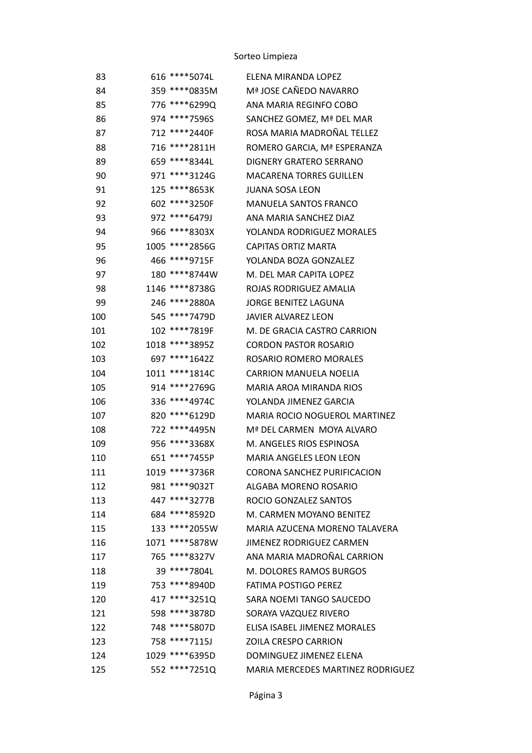| | | | |
|---|---|---|---|
| 83 | 616 | ****5074L | ELENA MIRANDA LOPEZ |
| 84 | 359 | ****0835M | Mª JOSE CAÑEDO NAVARRO |
| 85 | 776 | ****6299Q | ANA MARIA REGINFO COBO |
| 86 | 974 | ****7596S | SANCHEZ GOMEZ, Mª DEL MAR |
| 87 | 712 | ****2440F | ROSA MARIA MADROÑAL TELLEZ |
| 88 | 716 | ****2811H | ROMERO GARCIA, Mª ESPERANZA |
| 89 | 659 | ****8344L | DIGNERY GRATERO SERRANO |
| 90 | 971 | ****3124G | MACARENA TORRES GUILLEN |
| 91 | 125 | ****8653K | JUANA SOSA LEON |
| 92 | 602 | ****3250F | MANUELA SANTOS FRANCO |
| 93 | 972 | ****6479J | ANA MARIA SANCHEZ DIAZ |
| 94 | 966 | ****8303X | YOLANDA RODRIGUEZ MORALES |
| 95 | 1005 | ****2856G | CAPITAS ORTIZ MARTA |
| 96 | 466 | ****9715F | YOLANDA BOZA GONZALEZ |
| 97 | 180 | ****8744W | M. DEL MAR CAPITA LOPEZ |
| 98 | 1146 | ****8738G | ROJAS RODRIGUEZ AMALIA |
| 99 | 246 | ****2880A | JORGE BENITEZ LAGUNA |
| 100 | 545 | ****7479D | JAVIER ALVAREZ LEON |
| 101 | 102 | ****7819F | M. DE GRACIA CASTRO CARRION |
| 102 | 1018 | ****3895Z | CORDON PASTOR ROSARIO |
| 103 | 697 | ****1642Z | ROSARIO ROMERO MORALES |
| 104 | 1011 | ****1814C | CARRION MANUELA NOELIA |
| 105 | 914 | ****2769G | MARIA AROA MIRANDA RIOS |
| 106 | 336 | ****4974C | YOLANDA JIMENEZ GARCIA |
| 107 | 820 | ****6129D | MARIA ROCIO NOGUEROL MARTINEZ |
| 108 | 722 | ****4495N | Mª DEL CARMEN MOYA ALVARO |
| 109 | 956 | ****3368X | M. ANGELES RIOS ESPINOSA |
| 110 | 651 | ****7455P | MARIA ANGELES LEON LEON |
| 111 | 1019 | ****3736R | CORONA SANCHEZ PURIFICACION |
| 112 | 981 | ****9032T | ALGABA MORENO ROSARIO |
| 113 | 447 | ****3277B | ROCIO GONZALEZ SANTOS |
| 114 | 684 | ****8592D | M. CARMEN MOYANO BENITEZ |
| 115 | 133 | ****2055W | MARIA AZUCENA MORENO TALAVERA |
| 116 | 1071 | ****5878W | JIMENEZ RODRIGUEZ CARMEN |
| 117 | 765 | ****8327V | ANA MARIA MADROÑAL CARRION |
| 118 | 39 | ****7804L | M. DOLORES RAMOS BURGOS |
| 119 | 753 | ****8940D | FATIMA POSTIGO PEREZ |
| 120 | 417 | ****3251Q | SARA NOEMI TANGO SAUCEDO |
| 121 | 598 | ****3878D | SORAYA VAZQUEZ RIVERO |
| 122 | 748 | ****5807D | ELISA ISABEL JIMENEZ MORALES |
| 123 | 758 | ****7115J | ZOILA CRESPO CARRION |
| 124 | 1029 | ****6395D | DOMINGUEZ JIMENEZ ELENA |
| 125 | 552 | ****7251Q | MARIA MERCEDES MARTINEZ RODRIGUEZ |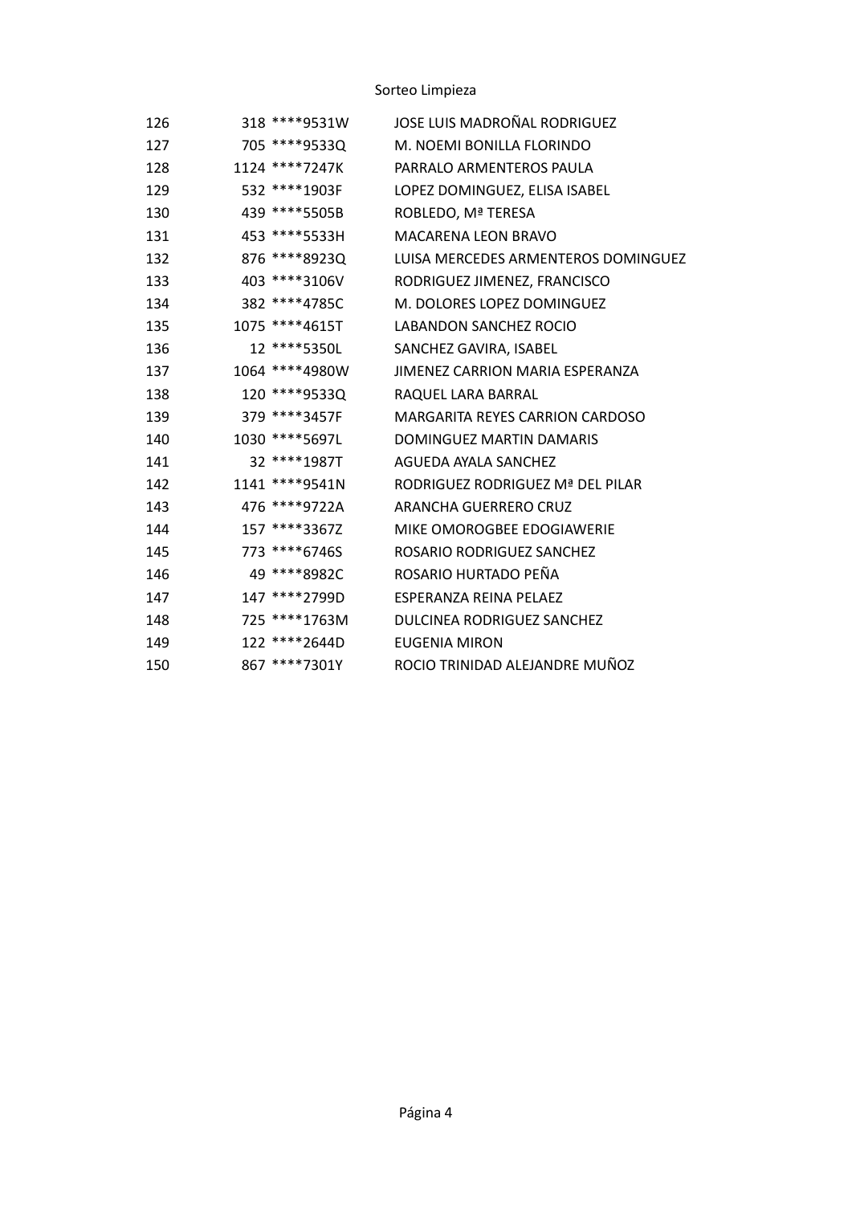| | | | |
|---|---|---|---|
| 126 | 318 | ****9531W | JOSE LUIS MADROÑAL RODRIGUEZ |
| 127 | 705 | ****9533Q | M. NOEMI BONILLA FLORINDO |
| 128 | 1124 | ****7247K | PARRALO ARMENTEROS PAULA |
| 129 | 532 | ****1903F | LOPEZ DOMINGUEZ, ELISA ISABEL |
| 130 | 439 | ****5505B | ROBLEDO, Mª TERESA |
| 131 | 453 | ****5533H | MACARENA LEON BRAVO |
| 132 | 876 | ****8923Q | LUISA MERCEDES ARMENTEROS DOMINGUEZ |
| 133 | 403 | ****3106V | RODRIGUEZ JIMENEZ, FRANCISCO |
| 134 | 382 | ****4785C | M. DOLORES LOPEZ DOMINGUEZ |
| 135 | 1075 | ****4615T | LABANDON SANCHEZ ROCIO |
| 136 | 12 | ****5350L | SANCHEZ GAVIRA, ISABEL |
| 137 | 1064 | ****4980W | JIMENEZ CARRION MARIA ESPERANZA |
| 138 | 120 | ****9533Q | RAQUEL LARA BARRAL |
| 139 | 379 | ****3457F | MARGARITA REYES CARRION CARDOSO |
| 140 | 1030 | ****5697L | DOMINGUEZ MARTIN DAMARIS |
| 141 | 32 | ****1987T | AGUEDA AYALA SANCHEZ |
| 142 | 1141 | ****9541N | RODRIGUEZ RODRIGUEZ Mª DEL PILAR |
| 143 | 476 | ****9722A | ARANCHA GUERRERO CRUZ |
| 144 | 157 | ****3367Z | MIKE OMOROGBEE EDOGIAWERIE |
| 145 | 773 | ****6746S | ROSARIO RODRIGUEZ SANCHEZ |
| 146 | 49 | ****8982C | ROSARIO HURTADO PEÑA |
| 147 | 147 | ****2799D | ESPERANZA REINA PELAEZ |
| 148 | 725 | ****1763M | DULCINEA RODRIGUEZ SANCHEZ |
| 149 | 122 | ****2644D | EUGENIA MIRON |
| 150 | 867 | ****7301Y | ROCIO TRINIDAD ALEJANDRE MUÑOZ |